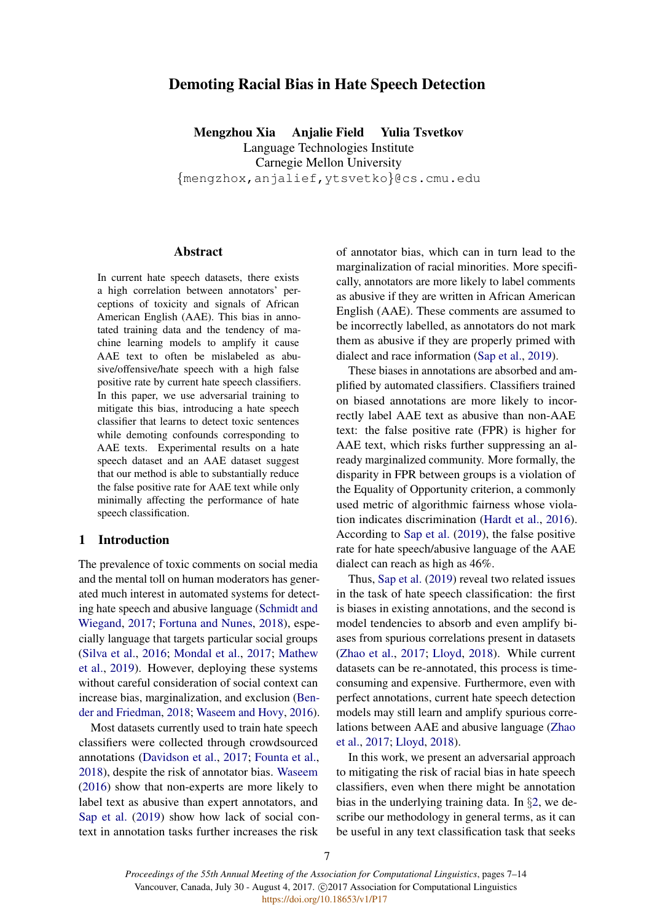# Demoting Racial Bias in Hate Speech Detection

**Mengzhou Xia  Anjalie Field  Yulia Tsvetkov**
Language Technologies Institute
Carnegie Mellon University
{mengzhox,anjalief,ytsvetko}@cs.cmu.edu

## Abstract

In current hate speech datasets, there exists a high correlation between annotators' perceptions of toxicity and signals of African American English (AAE). This bias in annotated training data and the tendency of machine learning models to amplify it cause AAE text to often be mislabeled as abusive/offensive/hate speech with a high false positive rate by current hate speech classifiers. In this paper, we use adversarial training to mitigate this bias, introducing a hate speech classifier that learns to detect toxic sentences while demoting confounds corresponding to AAE texts. Experimental results on a hate speech dataset and an AAE dataset suggest that our method is able to substantially reduce the false positive rate for AAE text while only minimally affecting the performance of hate speech classification.

## 1 Introduction

The prevalence of toxic comments on social media and the mental toll on human moderators has generated much interest in automated systems for detecting hate speech and abusive language (Schmidt and Wiegand, 2017; Fortuna and Nunes, 2018), especially language that targets particular social groups (Silva et al., 2016; Mondal et al., 2017; Mathew et al., 2019). However, deploying these systems without careful consideration of social context can increase bias, marginalization, and exclusion (Bender and Friedman, 2018; Waseem and Hovy, 2016).

Most datasets currently used to train hate speech classifiers were collected through crowdsourced annotations (Davidson et al., 2017; Founta et al., 2018), despite the risk of annotator bias. Waseem (2016) show that non-experts are more likely to label text as abusive than expert annotators, and Sap et al. (2019) show how lack of social context in annotation tasks further increases the risk of annotator bias, which can in turn lead to the marginalization of racial minorities. More specifically, annotators are more likely to label comments as abusive if they are written in African American English (AAE). These comments are assumed to be incorrectly labelled, as annotators do not mark them as abusive if they are properly primed with dialect and race information (Sap et al., 2019).

These biases in annotations are absorbed and amplified by automated classifiers. Classifiers trained on biased annotations are more likely to incorrectly label AAE text as abusive than non-AAE text: the false positive rate (FPR) is higher for AAE text, which risks further suppressing an already marginalized community. More formally, the disparity in FPR between groups is a violation of the Equality of Opportunity criterion, a commonly used metric of algorithmic fairness whose violation indicates discrimination (Hardt et al., 2016). According to Sap et al. (2019), the false positive rate for hate speech/abusive language of the AAE dialect can reach as high as 46%.

Thus, Sap et al. (2019) reveal two related issues in the task of hate speech classification: the first is biases in existing annotations, and the second is model tendencies to absorb and even amplify biases from spurious correlations present in datasets (Zhao et al., 2017; Lloyd, 2018). While current datasets can be re-annotated, this process is time-consuming and expensive. Furthermore, even with perfect annotations, current hate speech detection models may still learn and amplify spurious correlations between AAE and abusive language (Zhao et al., 2017; Lloyd, 2018).

In this work, we present an adversarial approach to mitigating the risk of racial bias in hate speech classifiers, even when there might be annotation bias in the underlying training data. In §2, we describe our methodology in general terms, as it can be useful in any text classification task that seeks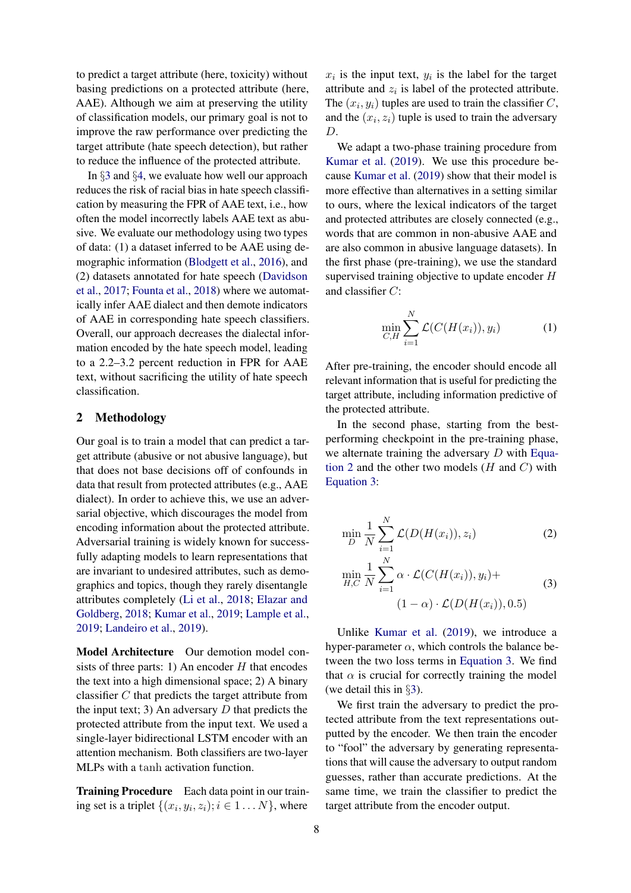to predict a target attribute (here, toxicity) without basing predictions on a protected attribute (here, AAE). Although we aim at preserving the utility of classification models, our primary goal is not to improve the raw performance over predicting the target attribute (hate speech detection), but rather to reduce the influence of the protected attribute.

In §3 and §4, we evaluate how well our approach reduces the risk of racial bias in hate speech classification by measuring the FPR of AAE text, i.e., how often the model incorrectly labels AAE text as abusive. We evaluate our methodology using two types of data: (1) a dataset inferred to be AAE using demographic information (Blodgett et al., 2016), and (2) datasets annotated for hate speech (Davidson et al., 2017; Founta et al., 2018) where we automatically infer AAE dialect and then demote indicators of AAE in corresponding hate speech classifiers. Overall, our approach decreases the dialectal information encoded by the hate speech model, leading to a 2.2–3.2 percent reduction in FPR for AAE text, without sacrificing the utility of hate speech classification.

## 2 Methodology

Our goal is to train a model that can predict a target attribute (abusive or not abusive language), but that does not base decisions off of confounds in data that result from protected attributes (e.g., AAE dialect). In order to achieve this, we use an adversarial objective, which discourages the model from encoding information about the protected attribute. Adversarial training is widely known for successfully adapting models to learn representations that are invariant to undesired attributes, such as demographics and topics, though they rarely disentangle attributes completely (Li et al., 2018; Elazar and Goldberg, 2018; Kumar et al., 2019; Lample et al., 2019; Landeiro et al., 2019).

**Model Architecture** Our demotion model consists of three parts: 1) An encoder $H$ that encodes the text into a high dimensional space; 2) A binary classifier $C$ that predicts the target attribute from the input text; 3) An adversary $D$ that predicts the protected attribute from the input text. We used a single-layer bidirectional LSTM encoder with an attention mechanism. Both classifiers are two-layer MLPs with a $\tanh$ activation function.

**Training Procedure** Each data point in our training set is a triplet $\{(x_i, y_i, z_i); i \in 1 \dots N\}$, where $x_i$ is the input text, $y_i$ is the label for the target attribute and $z_i$ is label of the protected attribute. The $(x_i, y_i)$ tuples are used to train the classifier $C$, and the $(x_i, z_i)$ tuple is used to train the adversary $D$.

We adapt a two-phase training procedure from Kumar et al. (2019). We use this procedure because Kumar et al. (2019) show that their model is more effective than alternatives in a setting similar to ours, where the lexical indicators of the target and protected attributes are closely connected (e.g., words that are common in non-abusive AAE and are also common in abusive language datasets). In the first phase (pre-training), we use the standard supervised training objective to update encoder $H$ and classifier $C$:

$$\min_{C,H} \sum_{i=1}^{N} \mathcal{L}(C(H(x_i)), y_i) \tag{1}$$

After pre-training, the encoder should encode all relevant information that is useful for predicting the target attribute, including information predictive of the protected attribute.

In the second phase, starting from the best-performing checkpoint in the pre-training phase, we alternate training the adversary $D$ with Equation 2 and the other two models ($H$ and $C$) with Equation 3:

$$\min_{D} \frac{1}{N} \sum_{i=1}^{N} \mathcal{L}(D(H(x_i)), z_i) \tag{2}$$

$$\min_{H,C} \frac{1}{N} \sum_{i=1}^{N} \alpha \cdot \mathcal{L}(C(H(x_i)), y_i) + (1-\alpha) \cdot \mathcal{L}(D(H(x_i)), 0.5) \tag{3}$$

Unlike Kumar et al. (2019), we introduce a hyper-parameter $\alpha$, which controls the balance between the two loss terms in Equation 3. We find that $\alpha$ is crucial for correctly training the model (we detail this in §3).

We first train the adversary to predict the protected attribute from the text representations outputted by the encoder. We then train the encoder to "fool" the adversary by generating representations that will cause the adversary to output random guesses, rather than accurate predictions. At the same time, we train the classifier to predict the target attribute from the encoder output.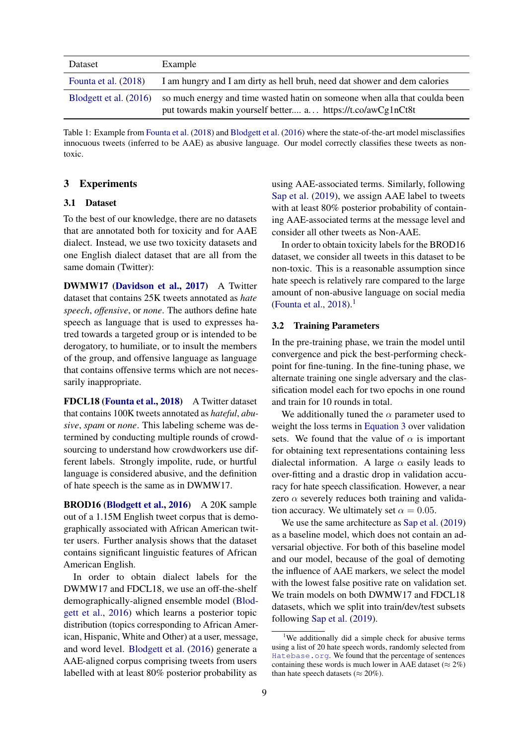| Dataset | Example |
|---|---|
| Founta et al. (2018) | I am hungry and I am dirty as hell bruh, need dat shower and dem calories |
| Blodgett et al. (2016) | so much energy and time wasted hatin on someone when alla that coulda been put towards makin yourself better.... a… https://t.co/awCg1nCt8t |

Table 1: Example from Founta et al. (2018) and Blodgett et al. (2016) where the state-of-the-art model misclassifies innocuous tweets (inferred to be AAE) as abusive language. Our model correctly classifies these tweets as non-toxic.

## 3 Experiments

### 3.1 Dataset

To the best of our knowledge, there are no datasets that are annotated both for toxicity and for AAE dialect. Instead, we use two toxicity datasets and one English dialect dataset that are all from the same domain (Twitter):

**DWMW17 (Davidson et al., 2017)** A Twitter dataset that contains 25K tweets annotated as *hate speech*, *offensive*, or *none*. The authors define hate speech as language that is used to expresses hatred towards a targeted group or is intended to be derogatory, to humiliate, or to insult the members of the group, and offensive language as language that contains offensive terms which are not necessarily inappropriate.

**FDCL18 (Founta et al., 2018)** A Twitter dataset that contains 100K tweets annotated as *hateful*, *abusive*, *spam* or *none*. This labeling scheme was determined by conducting multiple rounds of crowdsourcing to understand how crowdworkers use different labels. Strongly impolite, rude, or hurtful language is considered abusive, and the definition of hate speech is the same as in DWMW17.

**BROD16 (Blodgett et al., 2016)** A 20K sample out of a 1.15M English tweet corpus that is demographically associated with African American twitter users. Further analysis shows that the dataset contains significant linguistic features of African American English.

In order to obtain dialect labels for the DWMW17 and FDCL18, we use an off-the-shelf demographically-aligned ensemble model (Blodgett et al., 2016) which learns a posterior topic distribution (topics corresponding to African American, Hispanic, White and Other) at a user, message, and word level. Blodgett et al. (2016) generate a AAE-aligned corpus comprising tweets from users labelled with at least 80% posterior probability as using AAE-associated terms. Similarly, following Sap et al. (2019), we assign AAE label to tweets with at least 80% posterior probability of containing AAE-associated terms at the message level and consider all other tweets as Non-AAE.

In order to obtain toxicity labels for the BROD16 dataset, we consider all tweets in this dataset to be non-toxic. This is a reasonable assumption since hate speech is relatively rare compared to the large amount of non-abusive language on social media (Founta et al., 2018).[1]

### 3.2 Training Parameters

In the pre-training phase, we train the model until convergence and pick the best-performing checkpoint for fine-tuning. In the fine-tuning phase, we alternate training one single adversary and the classification model each for two epochs in one round and train for 10 rounds in total.

We additionally tuned the $\alpha$ parameter used to weight the loss terms in Equation 3 over validation sets. We found that the value of $\alpha$ is important for obtaining text representations containing less dialectal information. A large $\alpha$ easily leads to over-fitting and a drastic drop in validation accuracy for hate speech classification. However, a near zero $\alpha$ severely reduces both training and validation accuracy. We ultimately set $\alpha = 0.05$.

We use the same architecture as Sap et al. (2019) as a baseline model, which does not contain an adversarial objective. For both of this baseline model and our model, because of the goal of demoting the influence of AAE markers, we select the model with the lowest false positive rate on validation set. We train models on both DWMW17 and FDCL18 datasets, which we split into train/dev/test subsets following Sap et al. (2019).

[1] We additionally did a simple check for abusive terms using a list of 20 hate speech words, randomly selected from `Hatebase.org`. We found that the percentage of sentences containing these words is much lower in AAE dataset ($\approx 2\%$) than hate speech datasets ($\approx 20\%$).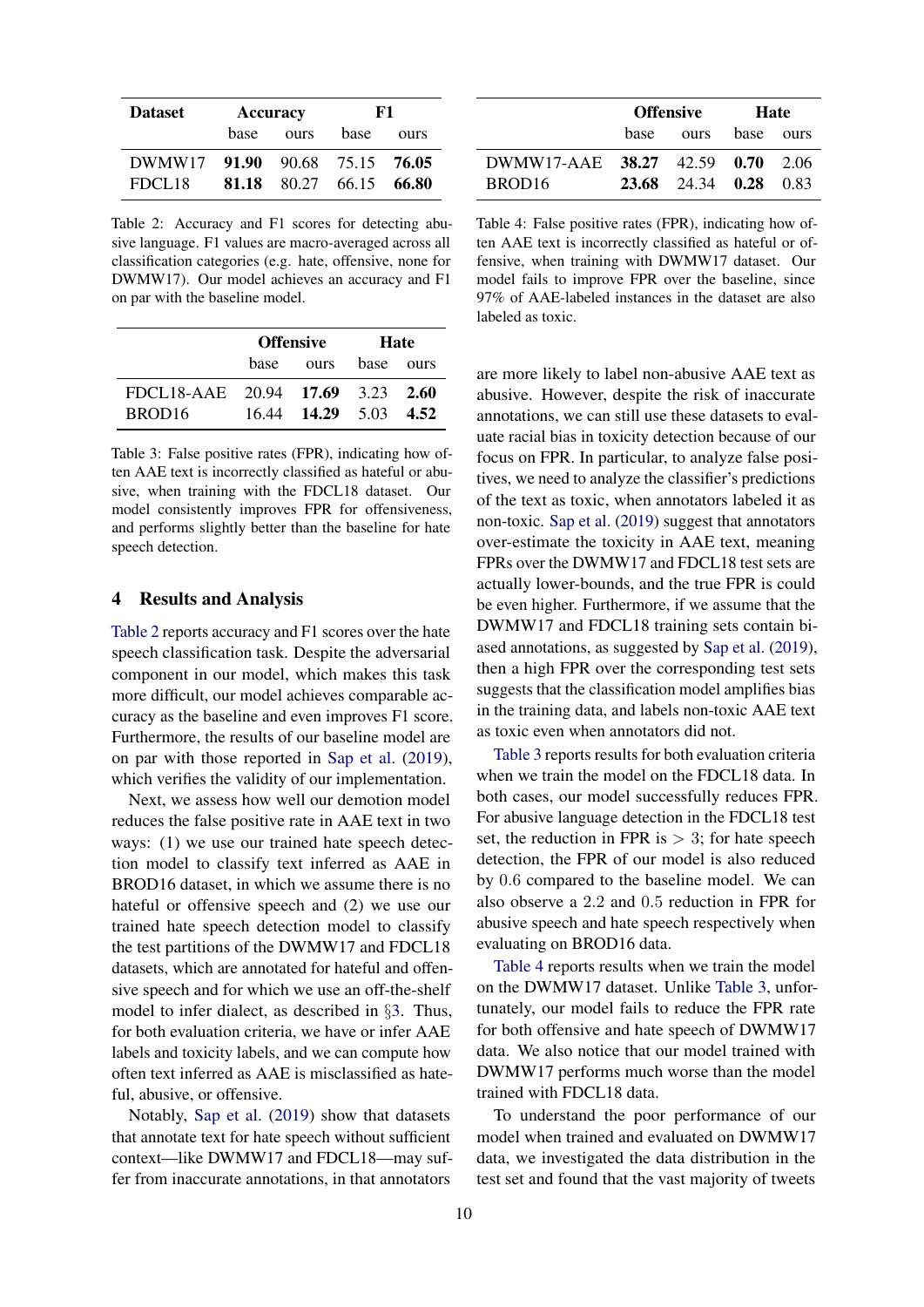| Dataset | Accuracy | | F1 | |
|---|---|---|---|---|
| | base | ours | base | ours |
| DWMW17 | **91.90** | 90.68 | 75.15 | **76.05** |
| FDCL18 | **81.18** | 80.27 | 66.15 | **66.80** |

Table 2: Accuracy and F1 scores for detecting abusive language. F1 values are macro-averaged across all classification categories (e.g. hate, offensive, none for DWMW17). Our model achieves an accuracy and F1 on par with the baseline model.

| | Offensive | | Hate | |
|---|---|---|---|---|
| | base | ours | base | ours |
| FDCL18-AAE | 20.94 | **17.69** | 3.23 | **2.60** |
| BROD16 | 16.44 | **14.29** | 5.03 | **4.52** |

Table 3: False positive rates (FPR), indicating how often AAE text is incorrectly classified as hateful or abusive, when training with the FDCL18 dataset. Our model consistently improves FPR for offensiveness, and performs slightly better than the baseline for hate speech detection.

## 4 Results and Analysis

Table 2 reports accuracy and F1 scores over the hate speech classification task. Despite the adversarial component in our model, which makes this task more difficult, our model achieves comparable accuracy as the baseline and even improves F1 score. Furthermore, the results of our baseline model are on par with those reported in Sap et al. (2019), which verifies the validity of our implementation.

Next, we assess how well our demotion model reduces the false positive rate in AAE text in two ways: (1) we use our trained hate speech detection model to classify text inferred as AAE in BROD16 dataset, in which we assume there is no hateful or offensive speech and (2) we use our trained hate speech detection model to classify the test partitions of the DWMW17 and FDCL18 datasets, which are annotated for hateful and offensive speech and for which we use an off-the-shelf model to infer dialect, as described in §3. Thus, for both evaluation criteria, we have or infer AAE labels and toxicity labels, and we can compute how often text inferred as AAE is misclassified as hateful, abusive, or offensive.

Notably, Sap et al. (2019) show that datasets that annotate text for hate speech without sufficient context—like DWMW17 and FDCL18—may suffer from inaccurate annotations, in that annotators are more likely to label non-abusive AAE text as abusive. However, despite the risk of inaccurate annotations, we can still use these datasets to evaluate racial bias in toxicity detection because of our focus on FPR. In particular, to analyze false positives, we need to analyze the classifier's predictions of the text as toxic, when annotators labeled it as non-toxic. Sap et al. (2019) suggest that annotators over-estimate the toxicity in AAE text, meaning FPRs over the DWMW17 and FDCL18 test sets are actually lower-bounds, and the true FPR is could be even higher. Furthermore, if we assume that the DWMW17 and FDCL18 training sets contain biased annotations, as suggested by Sap et al. (2019), then a high FPR over the corresponding test sets suggests that the classification model amplifies bias in the training data, and labels non-toxic AAE text as toxic even when annotators did not.

| | Offensive | | Hate | |
|---|---|---|---|---|
| | base | ours | base | ours |
| DWMW17-AAE | **38.27** | 42.59 | **0.70** | 2.06 |
| BROD16 | **23.68** | 24.34 | **0.28** | 0.83 |

Table 4: False positive rates (FPR), indicating how often AAE text is incorrectly classified as hateful or offensive, when training with DWMW17 dataset. Our model fails to improve FPR over the baseline, since 97% of AAE-labeled instances in the dataset are also labeled as toxic.

Table 3 reports results for both evaluation criteria when we train the model on the FDCL18 data. In both cases, our model successfully reduces FPR. For abusive language detection in the FDCL18 test set, the reduction in FPR is $> 3$; for hate speech detection, the FPR of our model is also reduced by $0.6$ compared to the baseline model. We can also observe a $2.2$ and $0.5$ reduction in FPR for abusive speech and hate speech respectively when evaluating on BROD16 data.

Table 4 reports results when we train the model on the DWMW17 dataset. Unlike Table 3, unfortunately, our model fails to reduce the FPR rate for both offensive and hate speech of DWMW17 data. We also notice that our model trained with DWMW17 performs much worse than the model trained with FDCL18 data.

To understand the poor performance of our model when trained and evaluated on DWMW17 data, we investigated the data distribution in the test set and found that the vast majority of tweets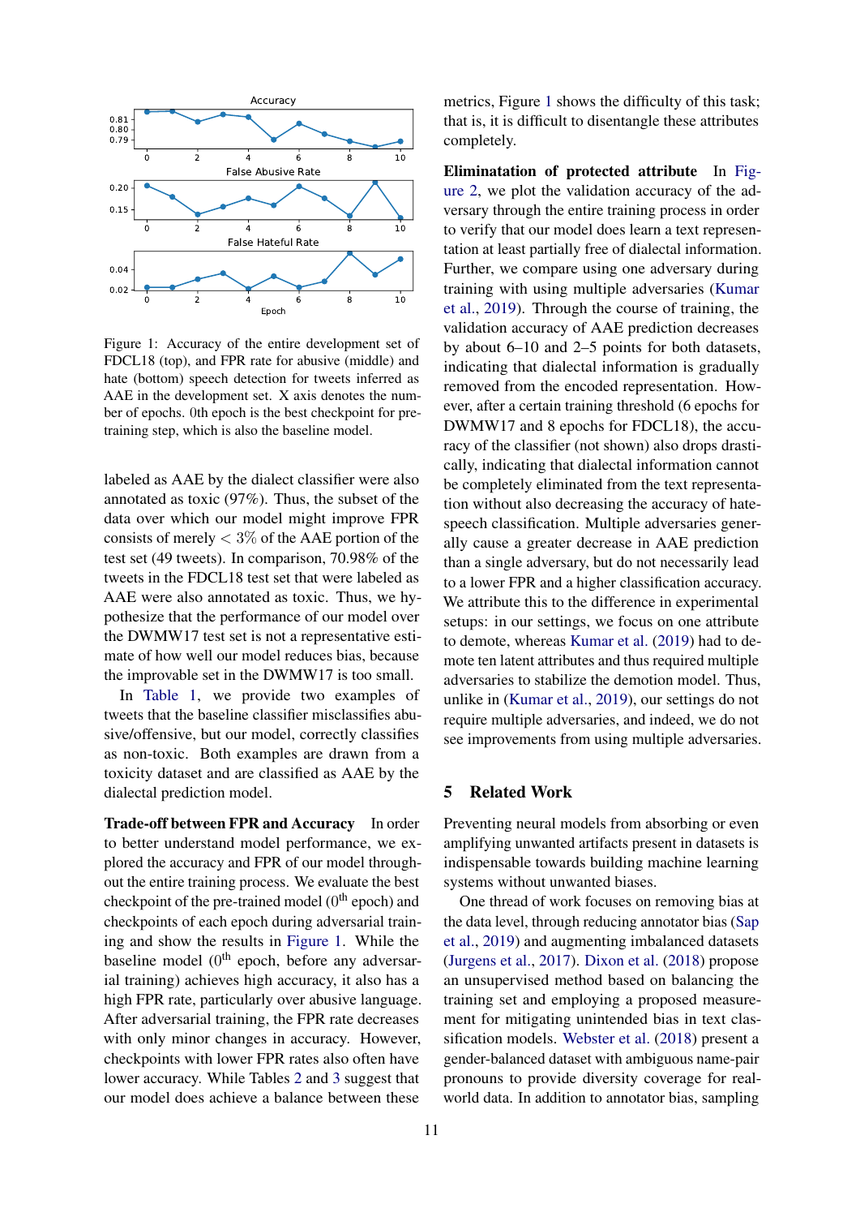Figure 1: Accuracy of the entire development set of FDCL18 (top), and FPR rate for abusive (middle) and hate (bottom) speech detection for tweets inferred as AAE in the development set. X axis denotes the number of epochs. 0th epoch is the best checkpoint for pre-training step, which is also the baseline model.

labeled as AAE by the dialect classifier were also annotated as toxic (97%). Thus, the subset of the data over which our model might improve FPR consists of merely $< 3\%$ of the AAE portion of the test set (49 tweets). In comparison, 70.98% of the tweets in the FDCL18 test set that were labeled as AAE were also annotated as toxic. Thus, we hypothesize that the performance of our model over the DWMW17 test set is not a representative estimate of how well our model reduces bias, because the improvable set in the DWMW17 is too small.

In Table 1, we provide two examples of tweets that the baseline classifier misclassifies abusive/offensive, but our model, correctly classifies as non-toxic. Both examples are drawn from a toxicity dataset and are classified as AAE by the dialectal prediction model.

**Trade-off between FPR and Accuracy** In order to better understand model performance, we explored the accuracy and FPR of our model throughout the entire training process. We evaluate the best checkpoint of the pre-trained model ($0^{th}$ epoch) and checkpoints of each epoch during adversarial training and show the results in Figure 1. While the baseline model ($0^{th}$ epoch, before any adversarial training) achieves high accuracy, it also has a high FPR rate, particularly over abusive language. After adversarial training, the FPR rate decreases with only minor changes in accuracy. However, checkpoints with lower FPR rates also often have lower accuracy. While Tables 2 and 3 suggest that our model does achieve a balance between these metrics, Figure 1 shows the difficulty of this task; that is, it is difficult to disentangle these attributes completely.

**Elimination of protected attribute** In Figure 2, we plot the validation accuracy of the adversary through the entire training process in order to verify that our model does learn a text representation at least partially free of dialectal information. Further, we compare using one adversary during training with using multiple adversaries (Kumar et al., 2019). Through the course of training, the validation accuracy of AAE prediction decreases by about 6–10 and 2–5 points for both datasets, indicating that dialectal information is gradually removed from the encoded representation. However, after a certain training threshold (6 epochs for DWMW17 and 8 epochs for FDCL18), the accuracy of the classifier (not shown) also drops drastically, indicating that dialectal information cannot be completely eliminated from the text representation without also decreasing the accuracy of hatespeech classification. Multiple adversaries generally cause a greater decrease in AAE prediction than a single adversary, but do not necessarily lead to a lower FPR and a higher classification accuracy. We attribute this to the difference in experimental setups: in our settings, we focus on one attribute to demote, whereas Kumar et al. (2019) had to demote ten latent attributes and thus required multiple adversaries to stabilize the demotion model. Thus, unlike in (Kumar et al., 2019), our settings do not require multiple adversaries, and indeed, we do not see improvements from using multiple adversaries.

## 5 Related Work

Preventing neural models from absorbing or even amplifying unwanted artifacts present in datasets is indispensable towards building machine learning systems without unwanted biases.

One thread of work focuses on removing bias at the data level, through reducing annotator bias (Sap et al., 2019) and augmenting imbalanced datasets (Jurgens et al., 2017). Dixon et al. (2018) propose an unsupervised method based on balancing the training set and employing a proposed measurement for mitigating unintended bias in text classification models. Webster et al. (2018) present a gender-balanced dataset with ambiguous name-pair pronouns to provide diversity coverage for real-world data. In addition to annotator bias, sampling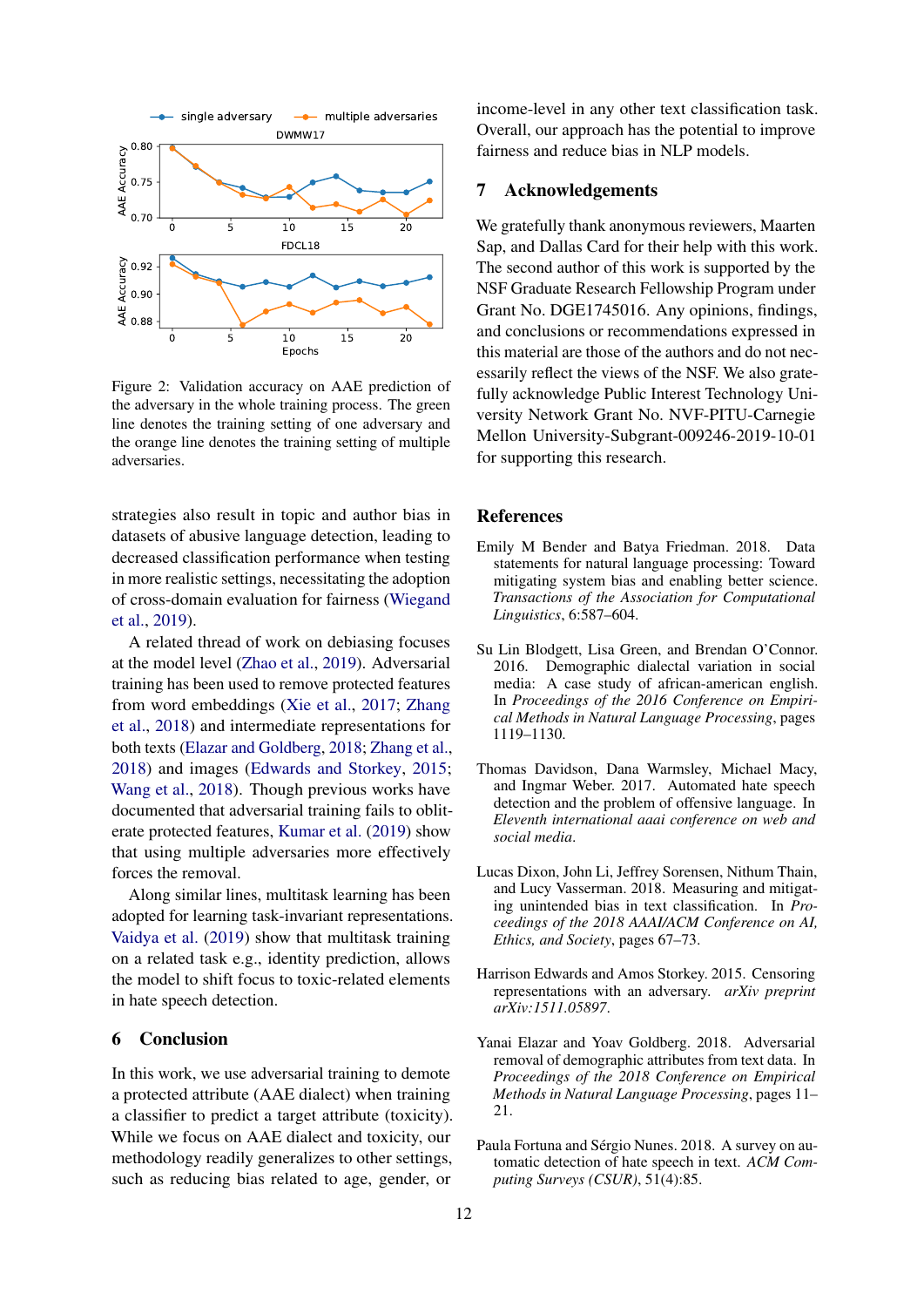Figure 2: Validation accuracy on AAE prediction of the adversary in the whole training process. The green line denotes the training setting of one adversary and the orange line denotes the training setting of multiple adversaries.

strategies also result in topic and author bias in datasets of abusive language detection, leading to decreased classification performance when testing in more realistic settings, necessitating the adoption of cross-domain evaluation for fairness (Wiegand et al., 2019).

A related thread of work on debiasing focuses at the model level (Zhao et al., 2019). Adversarial training has been used to remove protected features from word embeddings (Xie et al., 2017; Zhang et al., 2018) and intermediate representations for both texts (Elazar and Goldberg, 2018; Zhang et al., 2018) and images (Edwards and Storkey, 2015; Wang et al., 2018). Though previous works have documented that adversarial training fails to obliterate protected features, Kumar et al. (2019) show that using multiple adversaries more effectively forces the removal.

Along similar lines, multitask learning has been adopted for learning task-invariant representations. Vaidya et al. (2019) show that multitask training on a related task e.g., identity prediction, allows the model to shift focus to toxic-related elements in hate speech detection.

## 6 Conclusion

In this work, we use adversarial training to demote a protected attribute (AAE dialect) when training a classifier to predict a target attribute (toxicity). While we focus on AAE dialect and toxicity, our methodology readily generalizes to other settings, such as reducing bias related to age, gender, or income-level in any other text classification task. Overall, our approach has the potential to improve fairness and reduce bias in NLP models.

## 7 Acknowledgements

We gratefully thank anonymous reviewers, Maarten Sap, and Dallas Card for their help with this work. The second author of this work is supported by the NSF Graduate Research Fellowship Program under Grant No. DGE1745016. Any opinions, findings, and conclusions or recommendations expressed in this material are those of the authors and do not necessarily reflect the views of the NSF. We also gratefully acknowledge Public Interest Technology University Network Grant No. NVF-PITU-Carnegie Mellon University-Subgrant-009246-2019-10-01 for supporting this research.

## References

Emily M Bender and Batya Friedman. 2018. Data statements for natural language processing: Toward mitigating system bias and enabling better science. *Transactions of the Association for Computational Linguistics*, 6:587–604.

Su Lin Blodgett, Lisa Green, and Brendan O'Connor. 2016. Demographic dialectal variation in social media: A case study of african-american english. In *Proceedings of the 2016 Conference on Empirical Methods in Natural Language Processing*, pages 1119–1130.

Thomas Davidson, Dana Warmsley, Michael Macy, and Ingmar Weber. 2017. Automated hate speech detection and the problem of offensive language. In *Eleventh international aaai conference on web and social media*.

Lucas Dixon, John Li, Jeffrey Sorensen, Nithum Thain, and Lucy Vasserman. 2018. Measuring and mitigating unintended bias in text classification. In *Proceedings of the 2018 AAAI/ACM Conference on AI, Ethics, and Society*, pages 67–73.

Harrison Edwards and Amos Storkey. 2015. Censoring representations with an adversary. *arXiv preprint arXiv:1511.05897*.

Yanai Elazar and Yoav Goldberg. 2018. Adversarial removal of demographic attributes from text data. In *Proceedings of the 2018 Conference on Empirical Methods in Natural Language Processing*, pages 11–21.

Paula Fortuna and Sérgio Nunes. 2018. A survey on automatic detection of hate speech in text. *ACM Computing Surveys (CSUR)*, 51(4):85.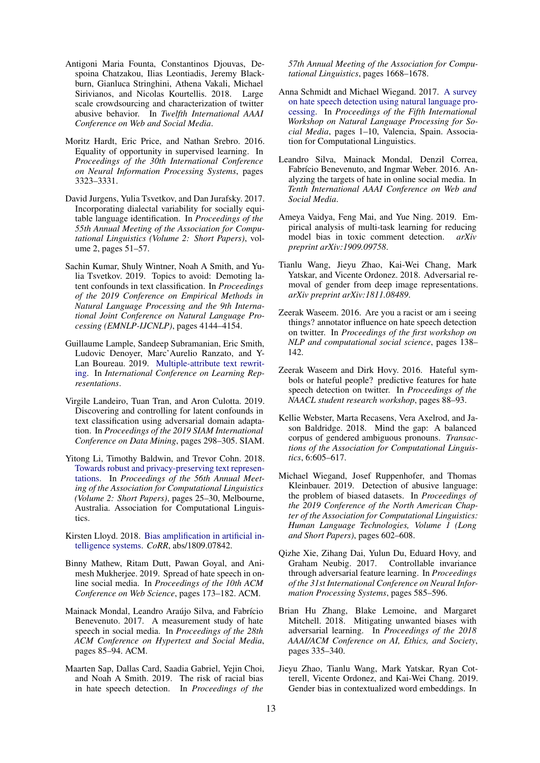Antigoni Maria Founta, Constantinos Djouvas, Despoina Chatzakou, Ilias Leontiadis, Jeremy Blackburn, Gianluca Stringhini, Athena Vakali, Michael Sirivianos, and Nicolas Kourtellis. 2018. Large scale crowdsourcing and characterization of twitter abusive behavior. In *Twelfth International AAAI Conference on Web and Social Media*.

Moritz Hardt, Eric Price, and Nathan Srebro. 2016. Equality of opportunity in supervised learning. In *Proceedings of the 30th International Conference on Neural Information Processing Systems*, pages 3323–3331.

David Jurgens, Yulia Tsvetkov, and Dan Jurafsky. 2017. Incorporating dialectal variability for socially equitable language identification. In *Proceedings of the 55th Annual Meeting of the Association for Computational Linguistics (Volume 2: Short Papers)*, volume 2, pages 51–57.

Sachin Kumar, Shuly Wintner, Noah A Smith, and Yulia Tsvetkov. 2019. Topics to avoid: Demoting latent confounds in text classification. In *Proceedings of the 2019 Conference on Empirical Methods in Natural Language Processing and the 9th International Joint Conference on Natural Language Processing (EMNLP-IJCNLP)*, pages 4144–4154.

Guillaume Lample, Sandeep Subramanian, Eric Smith, Ludovic Denoyer, Marc'Aurelio Ranzato, and Y-Lan Boureau. 2019. Multiple-attribute text rewriting. In *International Conference on Learning Representations*.

Virgile Landeiro, Tuan Tran, and Aron Culotta. 2019. Discovering and controlling for latent confounds in text classification using adversarial domain adaptation. In *Proceedings of the 2019 SIAM International Conference on Data Mining*, pages 298–305. SIAM.

Yitong Li, Timothy Baldwin, and Trevor Cohn. 2018. Towards robust and privacy-preserving text representations. In *Proceedings of the 56th Annual Meeting of the Association for Computational Linguistics (Volume 2: Short Papers)*, pages 25–30, Melbourne, Australia. Association for Computational Linguistics.

Kirsten Lloyd. 2018. Bias amplification in artificial intelligence systems. *CoRR*, abs/1809.07842.

Binny Mathew, Ritam Dutt, Pawan Goyal, and Animesh Mukherjee. 2019. Spread of hate speech in online social media. In *Proceedings of the 10th ACM Conference on Web Science*, pages 173–182. ACM.

Mainack Mondal, Leandro Araújo Silva, and Fabrício Benevenuto. 2017. A measurement study of hate speech in social media. In *Proceedings of the 28th ACM Conference on Hypertext and Social Media*, pages 85–94. ACM.

Maarten Sap, Dallas Card, Saadia Gabriel, Yejin Choi, and Noah A Smith. 2019. The risk of racial bias in hate speech detection. In *Proceedings of the 57th Annual Meeting of the Association for Computational Linguistics*, pages 1668–1678.

Anna Schmidt and Michael Wiegand. 2017. A survey on hate speech detection using natural language processing. In *Proceedings of the Fifth International Workshop on Natural Language Processing for Social Media*, pages 1–10, Valencia, Spain. Association for Computational Linguistics.

Leandro Silva, Mainack Mondal, Denzil Correa, Fabrício Benevenuto, and Ingmar Weber. 2016. Analyzing the targets of hate in online social media. In *Tenth International AAAI Conference on Web and Social Media*.

Ameya Vaidya, Feng Mai, and Yue Ning. 2019. Empirical analysis of multi-task learning for reducing model bias in toxic comment detection. *arXiv preprint arXiv:1909.09758*.

Tianlu Wang, Jieyu Zhao, Kai-Wei Chang, Mark Yatskar, and Vicente Ordonez. 2018. Adversarial removal of gender from deep image representations. *arXiv preprint arXiv:1811.08489*.

Zeerak Waseem. 2016. Are you a racist or am i seeing things? annotator influence on hate speech detection on twitter. In *Proceedings of the first workshop on NLP and computational social science*, pages 138–142.

Zeerak Waseem and Dirk Hovy. 2016. Hateful symbols or hateful people? predictive features for hate speech detection on twitter. In *Proceedings of the NAACL student research workshop*, pages 88–93.

Kellie Webster, Marta Recasens, Vera Axelrod, and Jason Baldridge. 2018. Mind the gap: A balanced corpus of gendered ambiguous pronouns. *Transactions of the Association for Computational Linguistics*, 6:605–617.

Michael Wiegand, Josef Ruppenhofer, and Thomas Kleinbauer. 2019. Detection of abusive language: the problem of biased datasets. In *Proceedings of the 2019 Conference of the North American Chapter of the Association for Computational Linguistics: Human Language Technologies, Volume 1 (Long and Short Papers)*, pages 602–608.

Qizhe Xie, Zihang Dai, Yulun Du, Eduard Hovy, and Graham Neubig. 2017. Controllable invariance through adversarial feature learning. In *Proceedings of the 31st International Conference on Neural Information Processing Systems*, pages 585–596.

Brian Hu Zhang, Blake Lemoine, and Margaret Mitchell. 2018. Mitigating unwanted biases with adversarial learning. In *Proceedings of the 2018 AAAI/ACM Conference on AI, Ethics, and Society*, pages 335–340.

Jieyu Zhao, Tianlu Wang, Mark Yatskar, Ryan Cotterell, Vicente Ordonez, and Kai-Wei Chang. 2019. Gender bias in contextualized word embeddings. In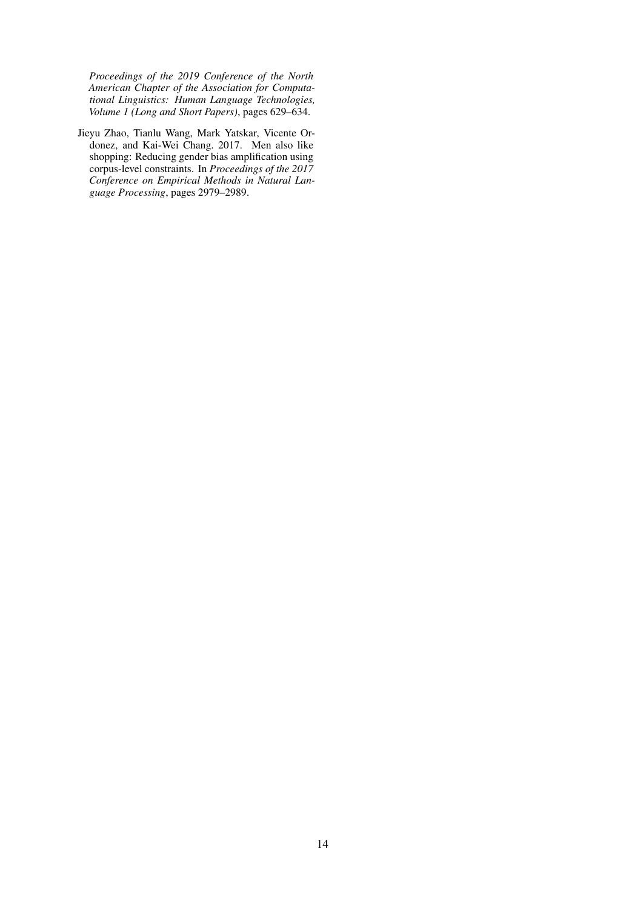*Proceedings of the 2019 Conference of the North American Chapter of the Association for Computational Linguistics: Human Language Technologies, Volume 1 (Long and Short Papers)*, pages 629–634.

Jieyu Zhao, Tianlu Wang, Mark Yatskar, Vicente Ordonez, and Kai-Wei Chang. 2017. Men also like shopping: Reducing gender bias amplification using corpus-level constraints. In *Proceedings of the 2017 Conference on Empirical Methods in Natural Language Processing*, pages 2979–2989.